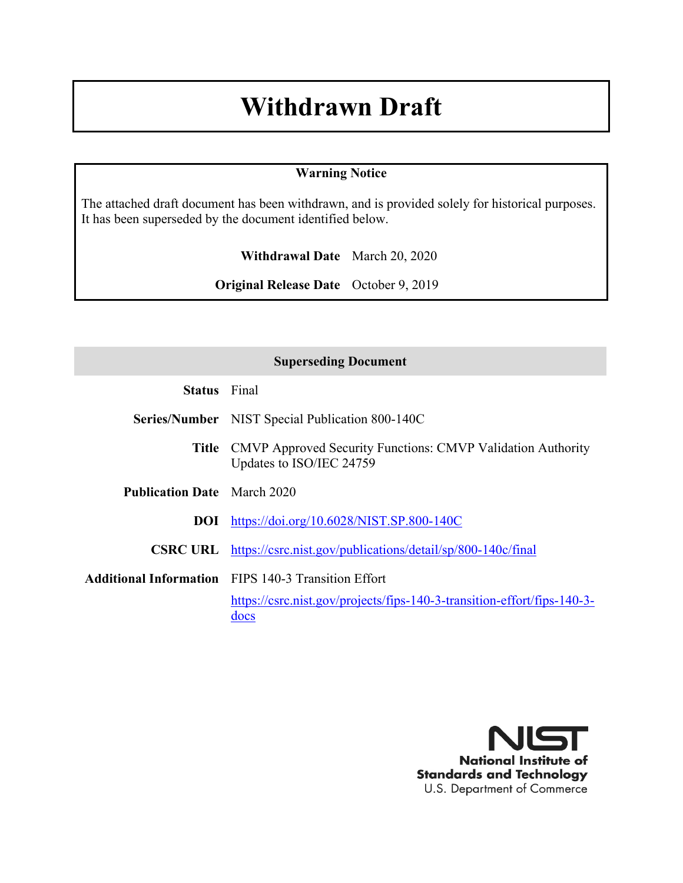# Withdrawn Draft

**Warning Notice**

The attached draft document has been withdrawn, and is provided solely for historical purposes. It has been superseded by the document identified below.

**Withdrawal Date** March 20, 2020

**Original Release Date** October 9, 2019

| **Superseding Document** | |
|---|---|
| **Status** | Final |
| **Series/Number** | NIST Special Publication 800-140C |
| **Title** | CMVP Approved Security Functions: CMVP Validation Authority Updates to ISO/IEC 24759 |
| **Publication Date** | March 2020 |
| **DOI** | https://doi.org/10.6028/NIST.SP.800-140C |
| **CSRC URL** | https://csrc.nist.gov/publications/detail/sp/800-140c/final |
| **Additional Information** | FIPS 140-3 Transition Effort<br>https://csrc.nist.gov/projects/fips-140-3-transition-effort/fips-140-3-docs |

National Institute of Standards and Technology
U.S. Department of Commerce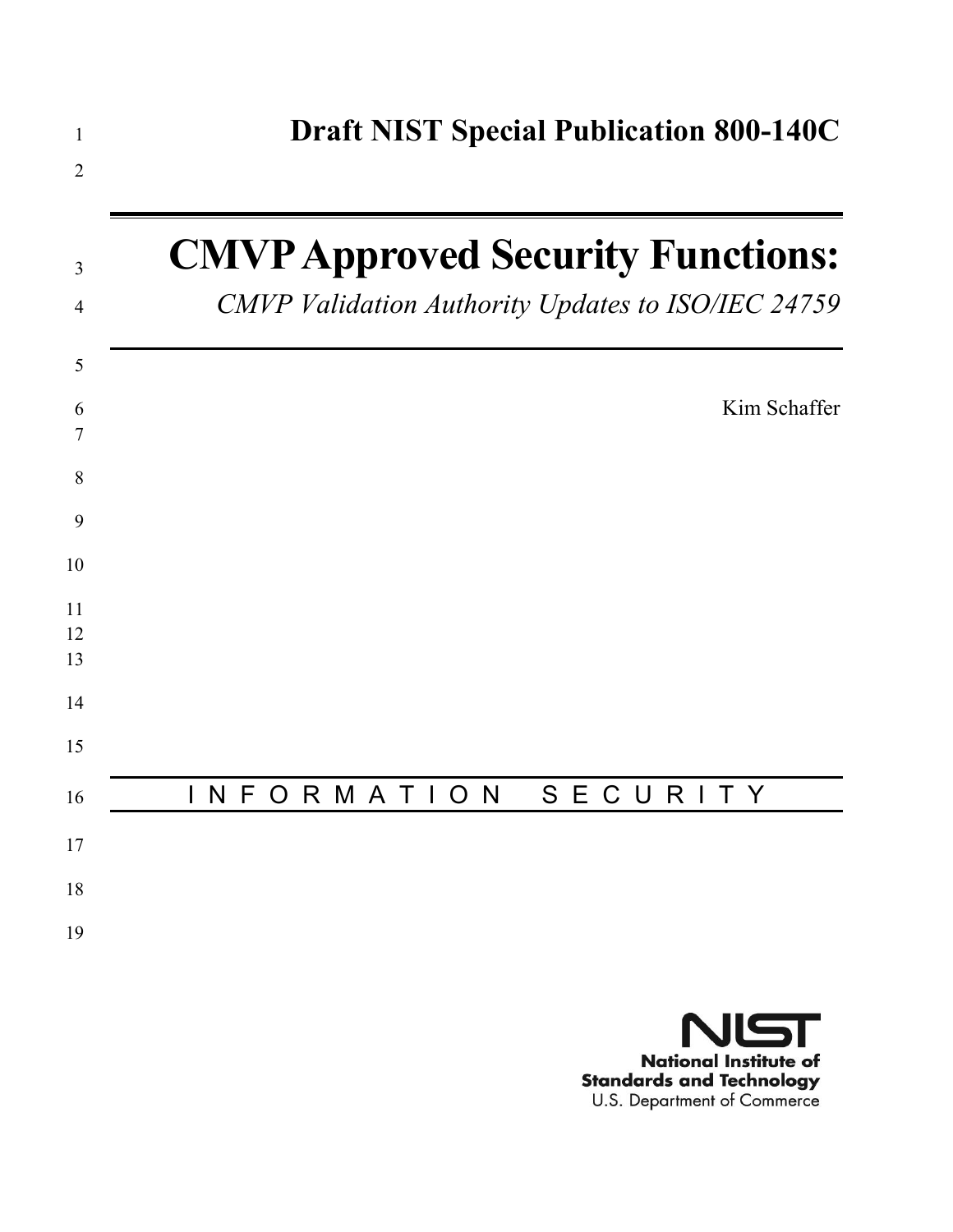# Draft NIST Special Publication 800-140C

# CMVP Approved Security Functions:

*CMVP Validation Authority Updates to ISO/IEC 24759*

Kim Schaffer

I N F O R M A T I O N   S E C U R I T Y

National Institute of Standards and Technology
U.S. Department of Commerce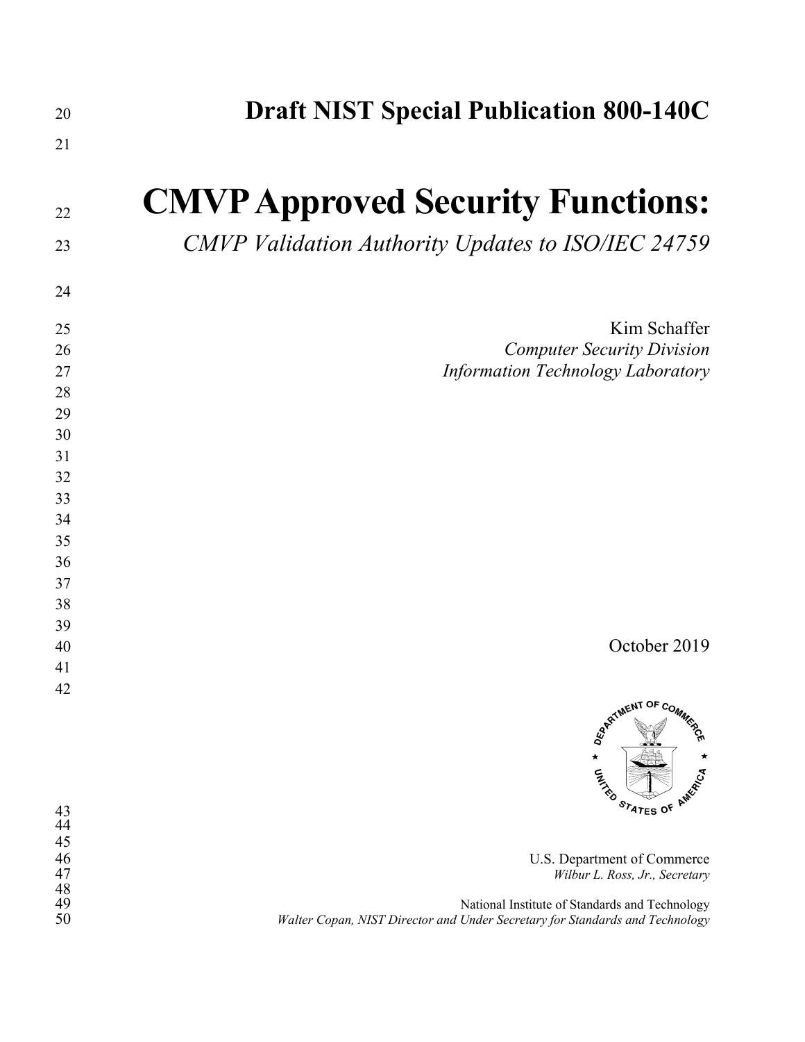# Draft NIST Special Publication 800-140C

# CMVP Approved Security Functions:

*CMVP Validation Authority Updates to ISO/IEC 24759*

Kim Schaffer
*Computer Security Division*
*Information Technology Laboratory*

October 2019

U.S. Department of Commerce
*Wilbur L. Ross, Jr., Secretary*

National Institute of Standards and Technology
*Walter Copan, NIST Director and Under Secretary for Standards and Technology*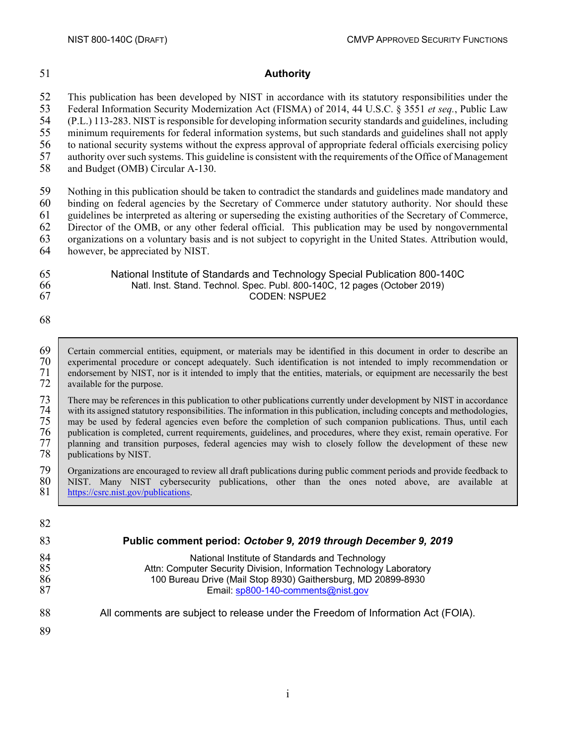## Authority

This publication has been developed by NIST in accordance with its statutory responsibilities under the Federal Information Security Modernization Act (FISMA) of 2014, 44 U.S.C. § 3551 *et seq.*, Public Law (P.L.) 113-283. NIST is responsible for developing information security standards and guidelines, including minimum requirements for federal information systems, but such standards and guidelines shall not apply to national security systems without the express approval of appropriate federal officials exercising policy authority over such systems. This guideline is consistent with the requirements of the Office of Management and Budget (OMB) Circular A-130.

Nothing in this publication should be taken to contradict the standards and guidelines made mandatory and binding on federal agencies by the Secretary of Commerce under statutory authority. Nor should these guidelines be interpreted as altering or superseding the existing authorities of the Secretary of Commerce, Director of the OMB, or any other federal official. This publication may be used by nongovernmental organizations on a voluntary basis and is not subject to copyright in the United States. Attribution would, however, be appreciated by NIST.

National Institute of Standards and Technology Special Publication 800-140C
Natl. Inst. Stand. Technol. Spec. Publ. 800-140C, 12 pages (October 2019)
CODEN: NSPUE2

Certain commercial entities, equipment, or materials may be identified in this document in order to describe an experimental procedure or concept adequately. Such identification is not intended to imply recommendation or endorsement by NIST, nor is it intended to imply that the entities, materials, or equipment are necessarily the best available for the purpose.

There may be references in this publication to other publications currently under development by NIST in accordance with its assigned statutory responsibilities. The information in this publication, including concepts and methodologies, may be used by federal agencies even before the completion of such companion publications. Thus, until each publication is completed, current requirements, guidelines, and procedures, where they exist, remain operative. For planning and transition purposes, federal agencies may wish to closely follow the development of these new publications by NIST.

Organizations are encouraged to review all draft publications during public comment periods and provide feedback to NIST. Many NIST cybersecurity publications, other than the ones noted above, are available at https://csrc.nist.gov/publications.

**Public comment period:** ***October 9, 2019 through December 9, 2019***

National Institute of Standards and Technology
Attn: Computer Security Division, Information Technology Laboratory
100 Bureau Drive (Mail Stop 8930) Gaithersburg, MD 20899-8930
Email: sp800-140-comments@nist.gov

All comments are subject to release under the Freedom of Information Act (FOIA).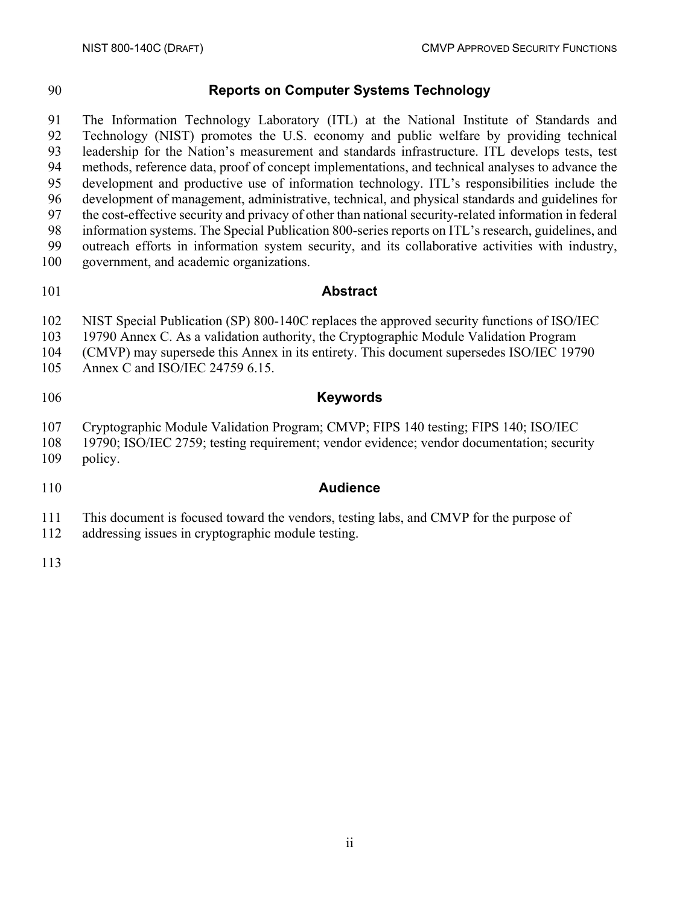## Reports on Computer Systems Technology

The Information Technology Laboratory (ITL) at the National Institute of Standards and Technology (NIST) promotes the U.S. economy and public welfare by providing technical leadership for the Nation's measurement and standards infrastructure. ITL develops tests, test methods, reference data, proof of concept implementations, and technical analyses to advance the development and productive use of information technology. ITL's responsibilities include the development of management, administrative, technical, and physical standards and guidelines for the cost-effective security and privacy of other than national security-related information in federal information systems. The Special Publication 800-series reports on ITL's research, guidelines, and outreach efforts in information system security, and its collaborative activities with industry, government, and academic organizations.

## Abstract

NIST Special Publication (SP) 800-140C replaces the approved security functions of ISO/IEC 19790 Annex C. As a validation authority, the Cryptographic Module Validation Program (CMVP) may supersede this Annex in its entirety. This document supersedes ISO/IEC 19790 Annex C and ISO/IEC 24759 6.15.

## Keywords

Cryptographic Module Validation Program; CMVP; FIPS 140 testing; FIPS 140; ISO/IEC 19790; ISO/IEC 2759; testing requirement; vendor evidence; vendor documentation; security policy.

## Audience

This document is focused toward the vendors, testing labs, and CMVP for the purpose of addressing issues in cryptographic module testing.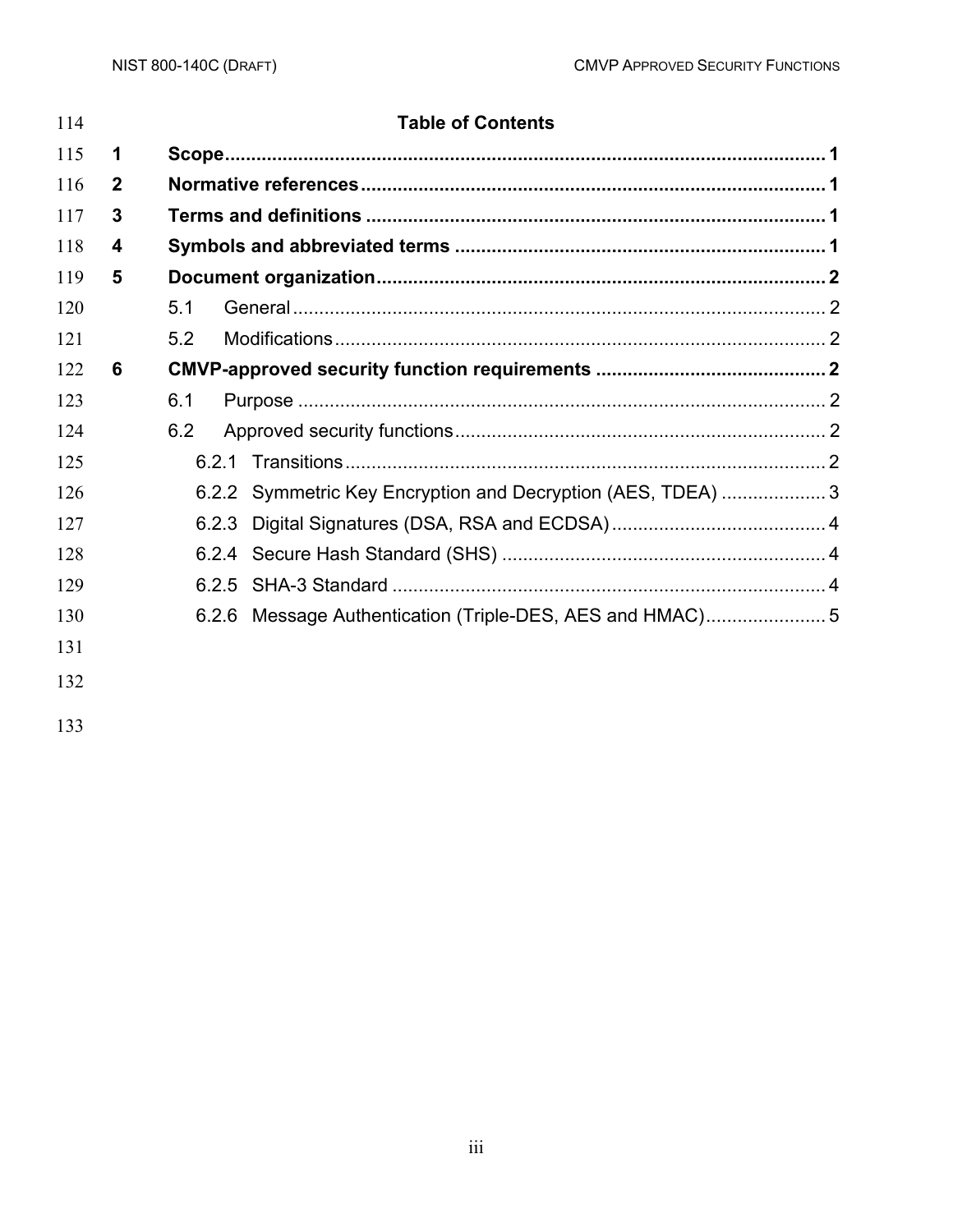## Table of Contents

**1 Scope** .......... **1**

**2 Normative references** .......... **1**

**3 Terms and definitions** .......... **1**

**4 Symbols and abbreviated terms** .......... **1**

**5 Document organization** .......... **2**

- 5.1 General .......... 2
- 5.2 Modifications .......... 2

**6 CMVP-approved security function requirements** .......... **2**

- 6.1 Purpose .......... 2
- 6.2 Approved security functions .......... 2
  - 6.2.1 Transitions .......... 2
  - 6.2.2 Symmetric Key Encryption and Decryption (AES, TDEA) .......... 3
  - 6.2.3 Digital Signatures (DSA, RSA and ECDSA) .......... 4
  - 6.2.4 Secure Hash Standard (SHS) .......... 4
  - 6.2.5 SHA-3 Standard .......... 4
  - 6.2.6 Message Authentication (Triple-DES, AES and HMAC) .......... 5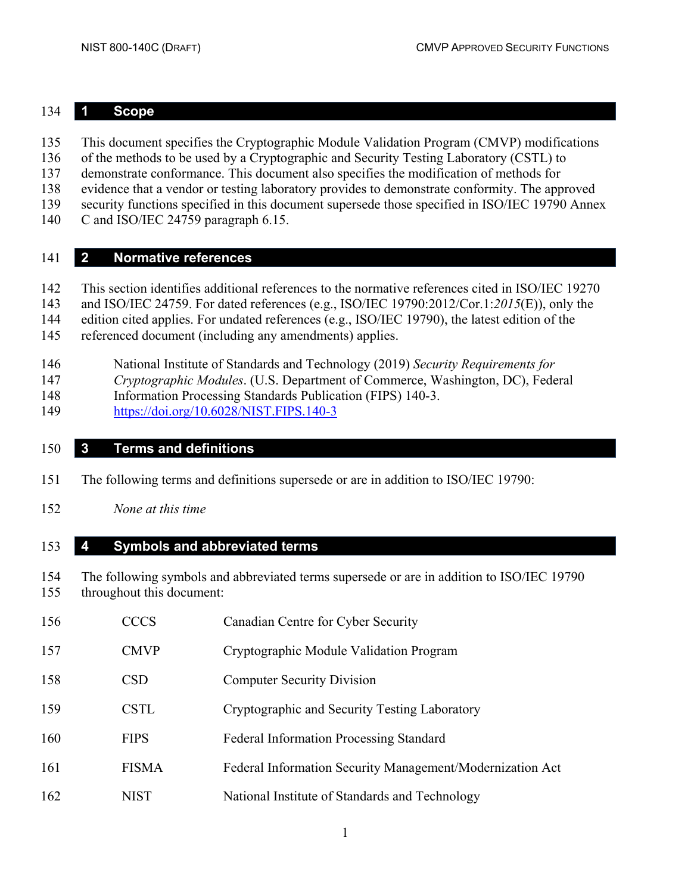# 1 Scope

This document specifies the Cryptographic Module Validation Program (CMVP) modifications of the methods to be used by a Cryptographic and Security Testing Laboratory (CSTL) to demonstrate conformance. This document also specifies the modification of methods for evidence that a vendor or testing laboratory provides to demonstrate conformity. The approved security functions specified in this document supersede those specified in ISO/IEC 19790 Annex C and ISO/IEC 24759 paragraph 6.15.

# 2 Normative references

This section identifies additional references to the normative references cited in ISO/IEC 19270 and ISO/IEC 24759. For dated references (e.g., ISO/IEC 19790:2012/Cor.1:*2015*(E)), only the edition cited applies. For undated references (e.g., ISO/IEC 19790), the latest edition of the referenced document (including any amendments) applies.

> National Institute of Standards and Technology (2019) *Security Requirements for Cryptographic Modules*. (U.S. Department of Commerce, Washington, DC), Federal Information Processing Standards Publication (FIPS) 140-3. https://doi.org/10.6028/NIST.FIPS.140-3

# 3 Terms and definitions

The following terms and definitions supersede or are in addition to ISO/IEC 19790:

> *None at this time*

# 4 Symbols and abbreviated terms

The following symbols and abbreviated terms supersede or are in addition to ISO/IEC 19790 throughout this document:

| | |
|---|---|
| CCCS | Canadian Centre for Cyber Security |
| CMVP | Cryptographic Module Validation Program |
| CSD | Computer Security Division |
| CSTL | Cryptographic and Security Testing Laboratory |
| FIPS | Federal Information Processing Standard |
| FISMA | Federal Information Security Management/Modernization Act |
| NIST | National Institute of Standards and Technology |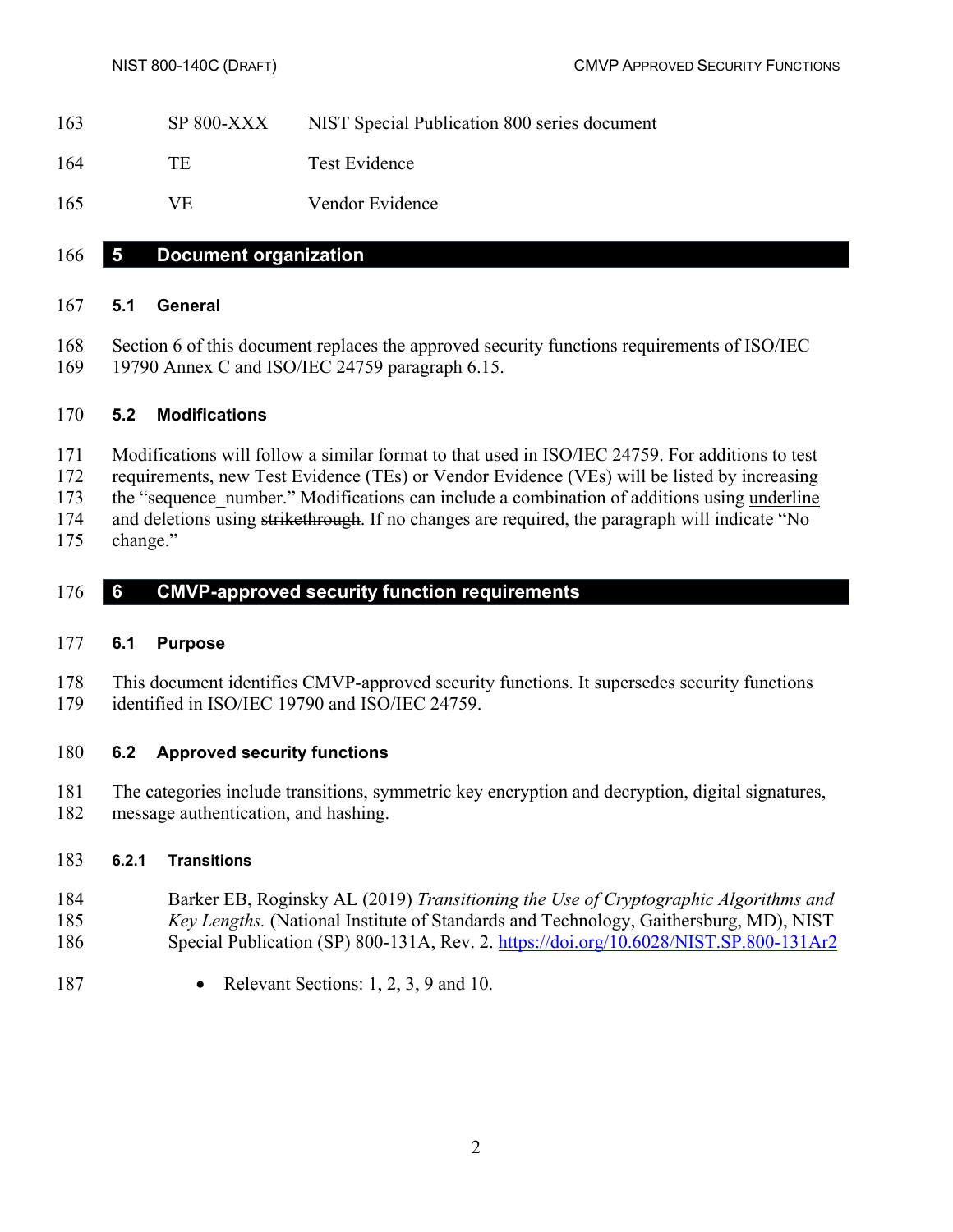| | |
|---|---|
| SP 800-XXX | NIST Special Publication 800 series document |
| TE | Test Evidence |
| VE | Vendor Evidence |

# 5 Document organization

## 5.1 General

Section 6 of this document replaces the approved security functions requirements of ISO/IEC 19790 Annex C and ISO/IEC 24759 paragraph 6.15.

## 5.2 Modifications

Modifications will follow a similar format to that used in ISO/IEC 24759. For additions to test requirements, new Test Evidence (TEs) or Vendor Evidence (VEs) will be listed by increasing the "sequence_number." Modifications can include a combination of additions using <u>underline</u> and deletions using ~~strikethrough~~. If no changes are required, the paragraph will indicate "No change."

# 6 CMVP-approved security function requirements

## 6.1 Purpose

This document identifies CMVP-approved security functions. It supersedes security functions identified in ISO/IEC 19790 and ISO/IEC 24759.

## 6.2 Approved security functions

The categories include transitions, symmetric key encryption and decryption, digital signatures, message authentication, and hashing.

### 6.2.1 Transitions

Barker EB, Roginsky AL (2019) *Transitioning the Use of Cryptographic Algorithms and Key Lengths.* (National Institute of Standards and Technology, Gaithersburg, MD), NIST Special Publication (SP) 800-131A, Rev. 2. https://doi.org/10.6028/NIST.SP.800-131Ar2

- Relevant Sections: 1, 2, 3, 9 and 10.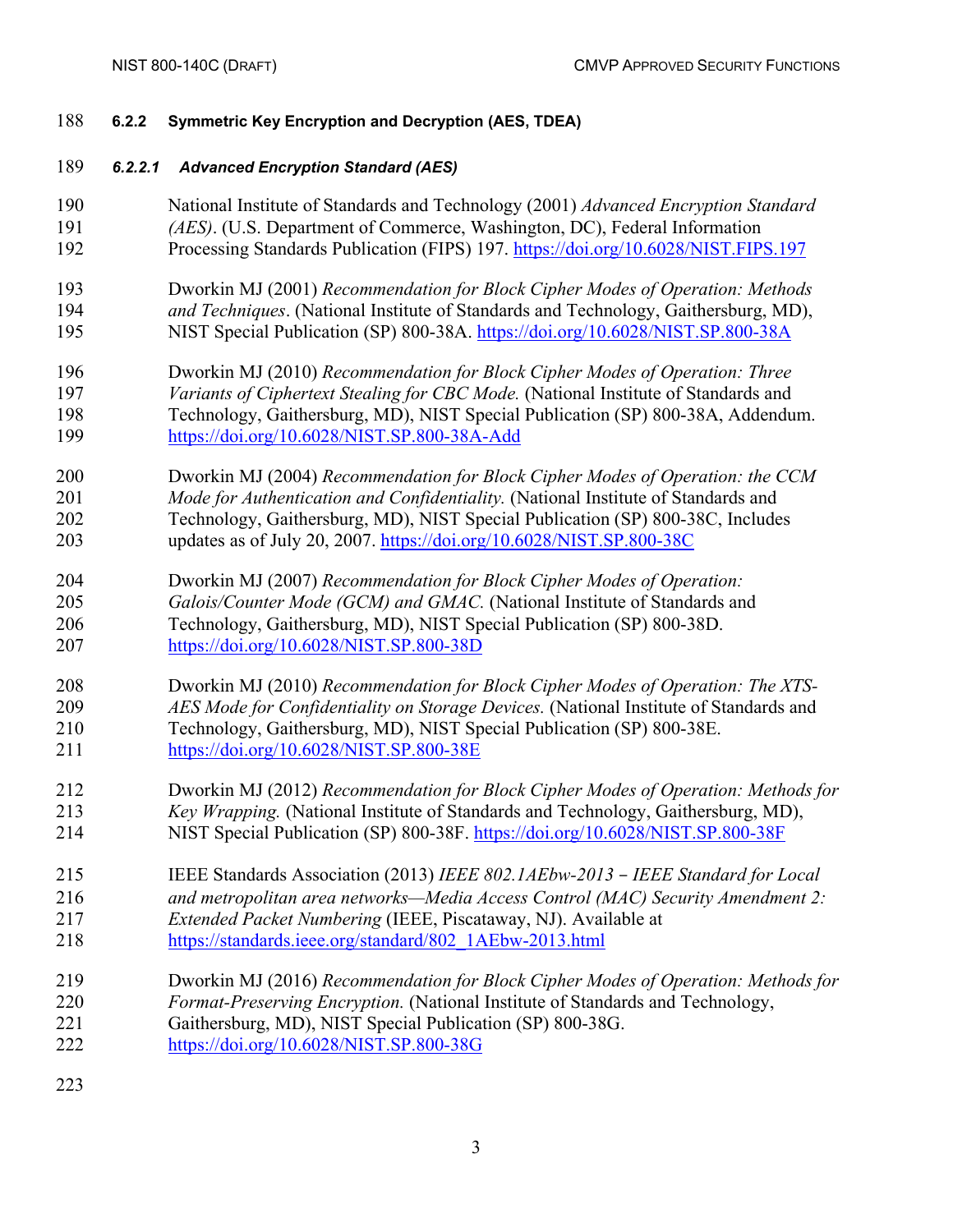### 6.2.2 Symmetric Key Encryption and Decryption (AES, TDEA)

#### *6.2.2.1 Advanced Encryption Standard (AES)*

National Institute of Standards and Technology (2001) *Advanced Encryption Standard (AES)*. (U.S. Department of Commerce, Washington, DC), Federal Information Processing Standards Publication (FIPS) 197. https://doi.org/10.6028/NIST.FIPS.197

Dworkin MJ (2001) *Recommendation for Block Cipher Modes of Operation: Methods and Techniques*. (National Institute of Standards and Technology, Gaithersburg, MD), NIST Special Publication (SP) 800-38A. https://doi.org/10.6028/NIST.SP.800-38A

Dworkin MJ (2010) *Recommendation for Block Cipher Modes of Operation: Three Variants of Ciphertext Stealing for CBC Mode.* (National Institute of Standards and Technology, Gaithersburg, MD), NIST Special Publication (SP) 800-38A, Addendum. https://doi.org/10.6028/NIST.SP.800-38A-Add

Dworkin MJ (2004) *Recommendation for Block Cipher Modes of Operation: the CCM Mode for Authentication and Confidentiality.* (National Institute of Standards and Technology, Gaithersburg, MD), NIST Special Publication (SP) 800-38C, Includes updates as of July 20, 2007. https://doi.org/10.6028/NIST.SP.800-38C

Dworkin MJ (2007) *Recommendation for Block Cipher Modes of Operation: Galois/Counter Mode (GCM) and GMAC.* (National Institute of Standards and Technology, Gaithersburg, MD), NIST Special Publication (SP) 800-38D. https://doi.org/10.6028/NIST.SP.800-38D

Dworkin MJ (2010) *Recommendation for Block Cipher Modes of Operation: The XTS-AES Mode for Confidentiality on Storage Devices.* (National Institute of Standards and Technology, Gaithersburg, MD), NIST Special Publication (SP) 800-38E. https://doi.org/10.6028/NIST.SP.800-38E

Dworkin MJ (2012) *Recommendation for Block Cipher Modes of Operation: Methods for Key Wrapping.* (National Institute of Standards and Technology, Gaithersburg, MD), NIST Special Publication (SP) 800-38F. https://doi.org/10.6028/NIST.SP.800-38F

IEEE Standards Association (2013) *IEEE 802.1AEbw-2013 – IEEE Standard for Local and metropolitan area networks—Media Access Control (MAC) Security Amendment 2: Extended Packet Numbering* (IEEE, Piscataway, NJ). Available at https://standards.ieee.org/standard/802_1AEbw-2013.html

Dworkin MJ (2016) *Recommendation for Block Cipher Modes of Operation: Methods for Format-Preserving Encryption.* (National Institute of Standards and Technology, Gaithersburg, MD), NIST Special Publication (SP) 800-38G. https://doi.org/10.6028/NIST.SP.800-38G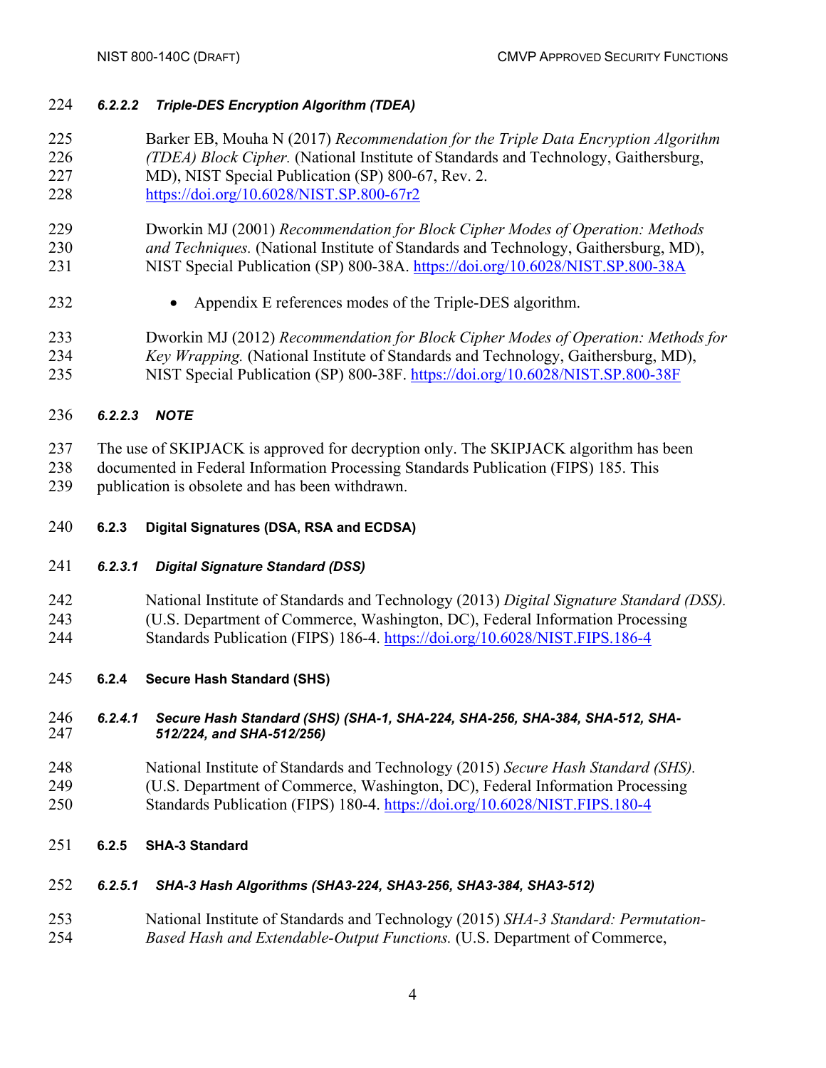#### 6.2.2.2 Triple-DES Encryption Algorithm (TDEA)

Barker EB, Mouha N (2017) *Recommendation for the Triple Data Encryption Algorithm (TDEA) Block Cipher.* (National Institute of Standards and Technology, Gaithersburg, MD), NIST Special Publication (SP) 800-67, Rev. 2. https://doi.org/10.6028/NIST.SP.800-67r2

Dworkin MJ (2001) *Recommendation for Block Cipher Modes of Operation: Methods and Techniques.* (National Institute of Standards and Technology, Gaithersburg, MD), NIST Special Publication (SP) 800-38A. https://doi.org/10.6028/NIST.SP.800-38A

- Appendix E references modes of the Triple-DES algorithm.

Dworkin MJ (2012) *Recommendation for Block Cipher Modes of Operation: Methods for Key Wrapping.* (National Institute of Standards and Technology, Gaithersburg, MD), NIST Special Publication (SP) 800-38F. https://doi.org/10.6028/NIST.SP.800-38F

#### 6.2.2.3 NOTE

The use of SKIPJACK is approved for decryption only. The SKIPJACK algorithm has been documented in Federal Information Processing Standards Publication (FIPS) 185. This publication is obsolete and has been withdrawn.

### 6.2.3 Digital Signatures (DSA, RSA and ECDSA)

#### 6.2.3.1 Digital Signature Standard (DSS)

National Institute of Standards and Technology (2013) *Digital Signature Standard (DSS).* (U.S. Department of Commerce, Washington, DC), Federal Information Processing Standards Publication (FIPS) 186-4. https://doi.org/10.6028/NIST.FIPS.186-4

### 6.2.4 Secure Hash Standard (SHS)

#### 6.2.4.1 Secure Hash Standard (SHS) (SHA-1, SHA-224, SHA-256, SHA-384, SHA-512, SHA-512/224, and SHA-512/256)

National Institute of Standards and Technology (2015) *Secure Hash Standard (SHS).* (U.S. Department of Commerce, Washington, DC), Federal Information Processing Standards Publication (FIPS) 180-4. https://doi.org/10.6028/NIST.FIPS.180-4

### 6.2.5 SHA-3 Standard

#### 6.2.5.1 SHA-3 Hash Algorithms (SHA3-224, SHA3-256, SHA3-384, SHA3-512)

National Institute of Standards and Technology (2015) *SHA-3 Standard: Permutation-Based Hash and Extendable-Output Functions.* (U.S. Department of Commerce,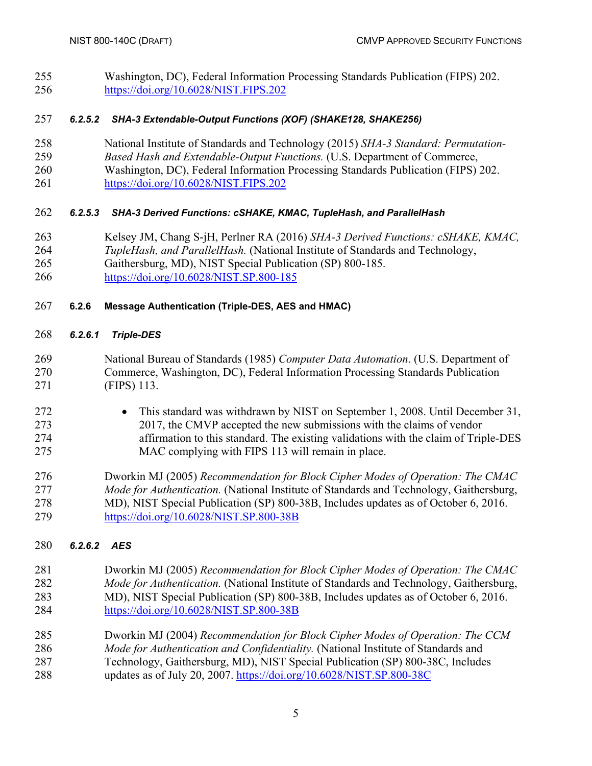Washington, DC), Federal Information Processing Standards Publication (FIPS) 202. https://doi.org/10.6028/NIST.FIPS.202

##### 6.2.5.2 SHA-3 Extendable-Output Functions (XOF) (SHAKE128, SHAKE256)

National Institute of Standards and Technology (2015) *SHA-3 Standard: Permutation-Based Hash and Extendable-Output Functions.* (U.S. Department of Commerce, Washington, DC), Federal Information Processing Standards Publication (FIPS) 202. https://doi.org/10.6028/NIST.FIPS.202

##### 6.2.5.3 SHA-3 Derived Functions: cSHAKE, KMAC, TupleHash, and ParallelHash

Kelsey JM, Chang S-jH, Perlner RA (2016) *SHA-3 Derived Functions: cSHAKE, KMAC, TupleHash, and ParallelHash.* (National Institute of Standards and Technology, Gaithersburg, MD), NIST Special Publication (SP) 800-185. https://doi.org/10.6028/NIST.SP.800-185

#### 6.2.6 Message Authentication (Triple-DES, AES and HMAC)

##### 6.2.6.1 Triple-DES

National Bureau of Standards (1985) *Computer Data Automation*. (U.S. Department of Commerce, Washington, DC), Federal Information Processing Standards Publication (FIPS) 113.

- This standard was withdrawn by NIST on September 1, 2008. Until December 31, 2017, the CMVP accepted the new submissions with the claims of vendor affirmation to this standard. The existing validations with the claim of Triple-DES MAC complying with FIPS 113 will remain in place.

Dworkin MJ (2005) *Recommendation for Block Cipher Modes of Operation: The CMAC Mode for Authentication.* (National Institute of Standards and Technology, Gaithersburg, MD), NIST Special Publication (SP) 800-38B, Includes updates as of October 6, 2016. https://doi.org/10.6028/NIST.SP.800-38B

##### 6.2.6.2 AES

Dworkin MJ (2005) *Recommendation for Block Cipher Modes of Operation: The CMAC Mode for Authentication.* (National Institute of Standards and Technology, Gaithersburg, MD), NIST Special Publication (SP) 800-38B, Includes updates as of October 6, 2016. https://doi.org/10.6028/NIST.SP.800-38B

Dworkin MJ (2004) *Recommendation for Block Cipher Modes of Operation: The CCM Mode for Authentication and Confidentiality.* (National Institute of Standards and Technology, Gaithersburg, MD), NIST Special Publication (SP) 800-38C, Includes updates as of July 20, 2007. https://doi.org/10.6028/NIST.SP.800-38C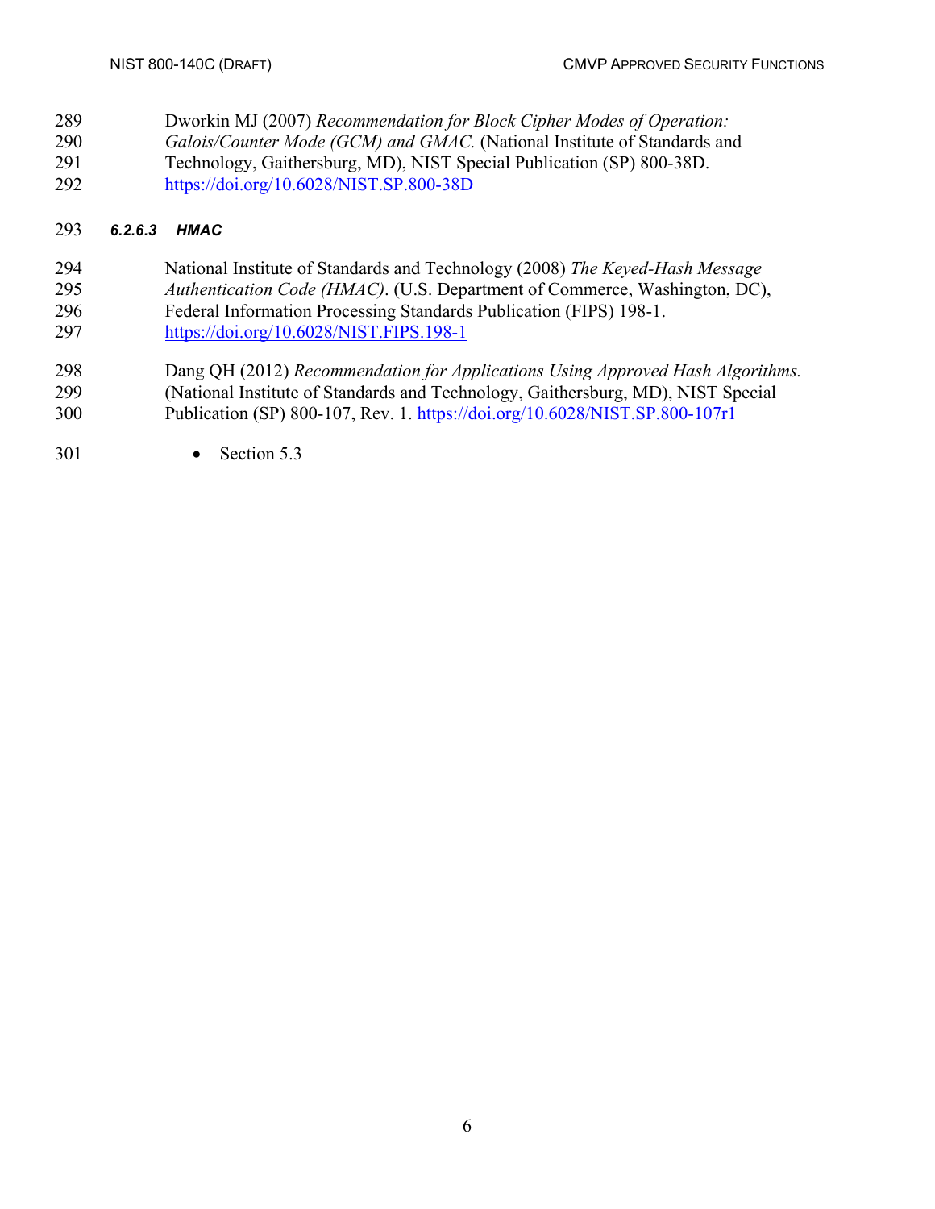Dworkin MJ (2007) *Recommendation for Block Cipher Modes of Operation: Galois/Counter Mode (GCM) and GMAC.* (National Institute of Standards and Technology, Gaithersburg, MD), NIST Special Publication (SP) 800-38D. https://doi.org/10.6028/NIST.SP.800-38D

#### *6.2.6.3 HMAC*

National Institute of Standards and Technology (2008) *The Keyed-Hash Message Authentication Code (HMAC)*. (U.S. Department of Commerce, Washington, DC), Federal Information Processing Standards Publication (FIPS) 198-1. https://doi.org/10.6028/NIST.FIPS.198-1

Dang QH (2012) *Recommendation for Applications Using Approved Hash Algorithms.* (National Institute of Standards and Technology, Gaithersburg, MD), NIST Special Publication (SP) 800-107, Rev. 1. https://doi.org/10.6028/NIST.SP.800-107r1

- Section 5.3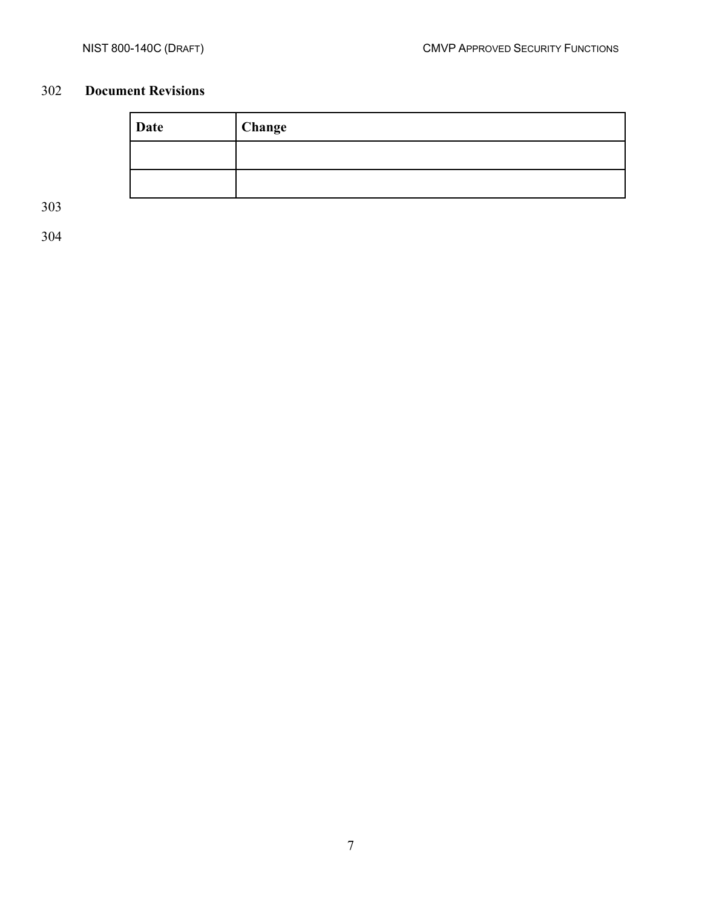## Document Revisions

| Date | Change |
| --- | --- |
| | |
| | |